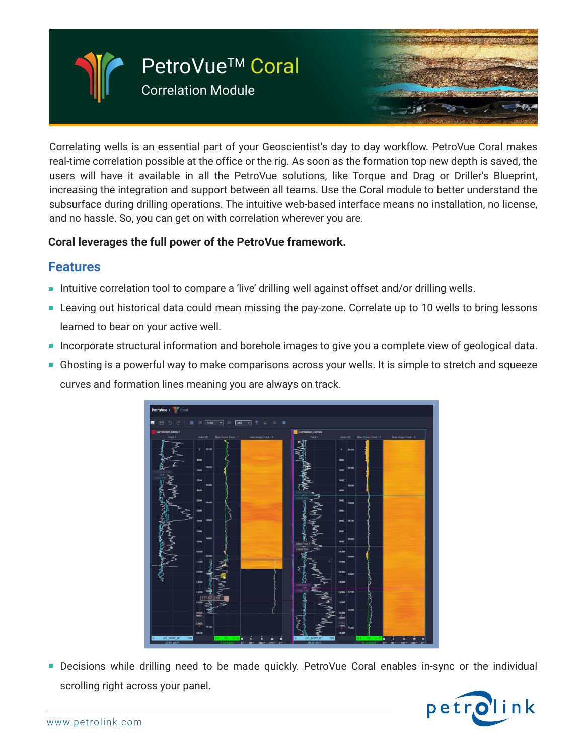# PetroVue™ Coral

## Correlation Module

Correlating wells is an essential part of your Geoscientist's day to day workflow. PetroVue Coral makes real-time correlation possible at the office or the rig. As soon as the formation top new depth is saved, the users will have it available in all the PetroVue solutions, like Torque and Drag or Driller's Blueprint, increasing the integration and support between all teams. Use the Coral module to better understand the subsurface during drilling operations. The intuitive web-based interface means no installation, no license, and no hassle. So, you can get on with correlation wherever you are.

**Coral leverages the full power of the PetroVue framework.**

## Features

- Intuitive correlation tool to compare a 'live' drilling well against offset and/or drilling wells.
- Leaving out historical data could mean missing the pay-zone. Correlate up to 10 wells to bring lessons learned to bear on your active well.
- Incorporate structural information and borehole images to give you a complete view of geological data.
- Ghosting is a powerful way to make comparisons across your wells. It is simple to stretch and squeeze curves and formation lines meaning you are always on track.
- Decisions while drilling need to be made quickly. PetroVue Coral enables in-sync or the individual scrolling right across your panel.

www.petrolink.com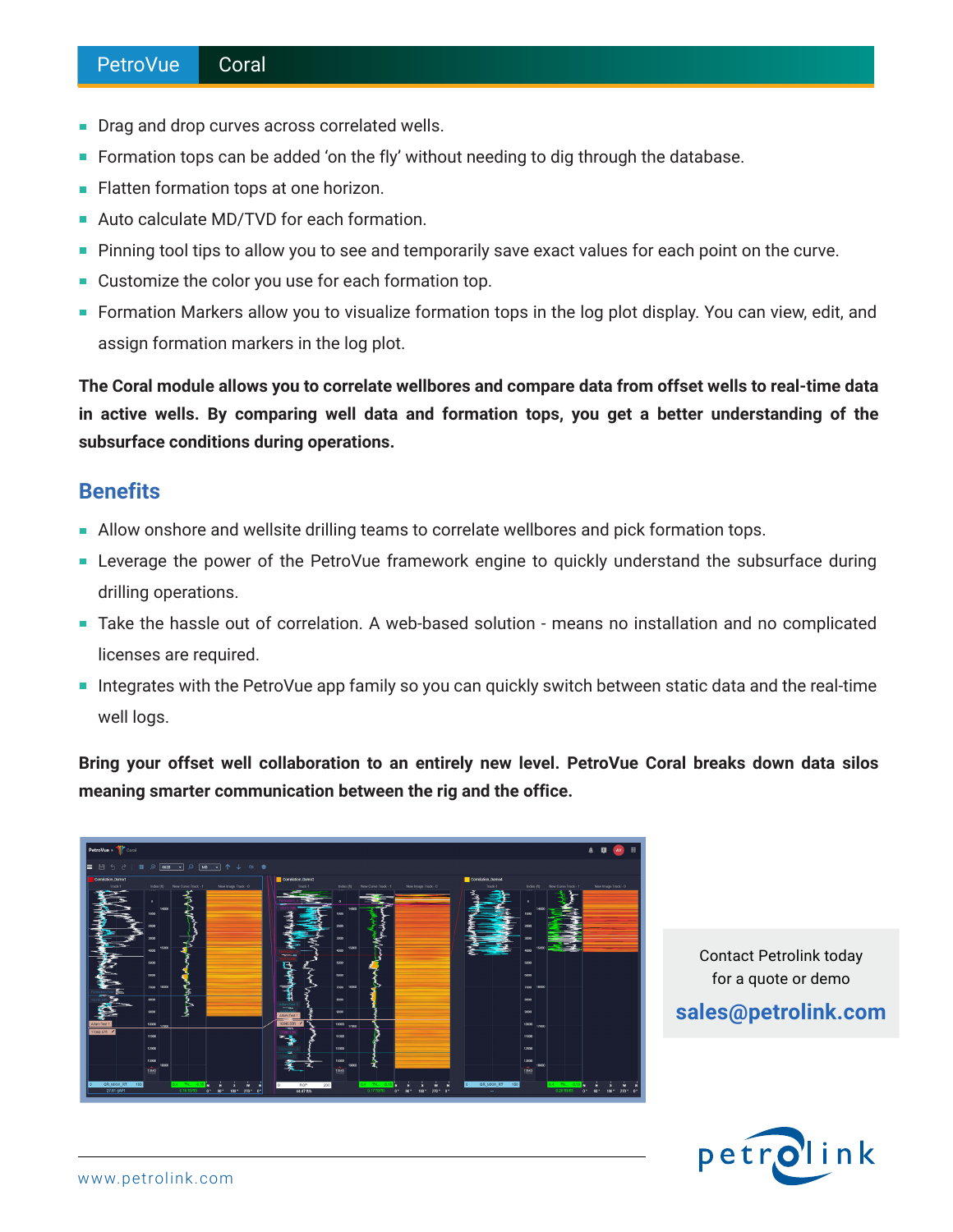- Drag and drop curves across correlated wells.
- Formation tops can be added 'on the fly' without needing to dig through the database.
- Flatten formation tops at one horizon.
- Auto calculate MD/TVD for each formation.
- Pinning tool tips to allow you to see and temporarily save exact values for each point on the curve.
- Customize the color you use for each formation top.
- Formation Markers allow you to visualize formation tops in the log plot display. You can view, edit, and assign formation markers in the log plot.

**The Coral module allows you to correlate wellbores and compare data from offset wells to real-time data in active wells. By comparing well data and formation tops, you get a better understanding of the subsurface conditions during operations.**

## Benefits

- Allow onshore and wellsite drilling teams to correlate wellbores and pick formation tops.
- Leverage the power of the PetroVue framework engine to quickly understand the subsurface during drilling operations.
- Take the hassle out of correlation. A web-based solution - means no installation and no complicated licenses are required.
- Integrates with the PetroVue app family so you can quickly switch between static data and the real-time well logs.

**Bring your offset well collaboration to an entirely new level. PetroVue Coral breaks down data silos meaning smarter communication between the rig and the office.**

Contact Petrolink today for a quote or demo

**sales@petrolink.com**

www.petrolink.com